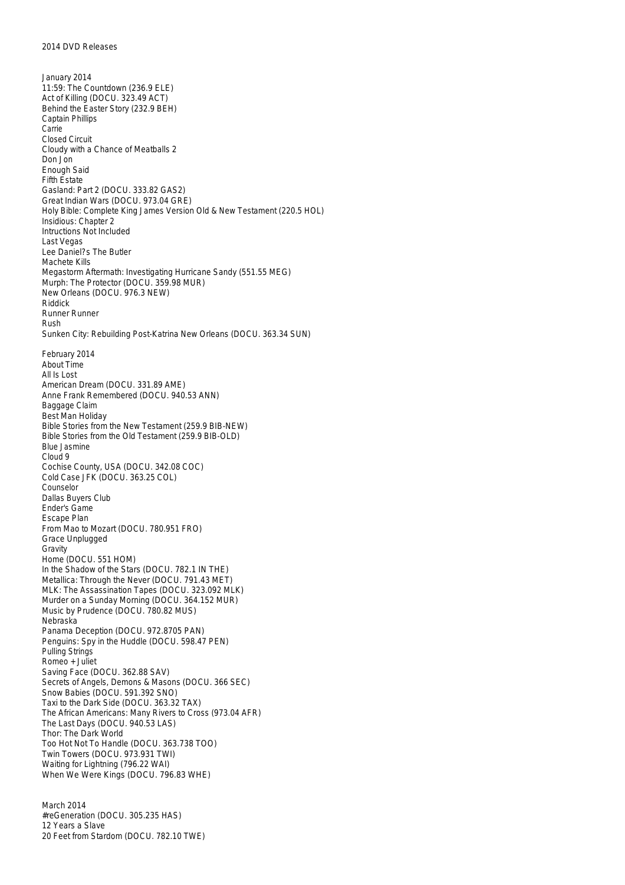# 2014 DVD Releases

## January 2014

11:59: The Countdown (236.9 ELE)
Act of Killing (DOCU. 323.49 ACT)
Behind the Easter Story (232.9 BEH)
Captain Phillips
Carrie
Closed Circuit
Cloudy with a Chance of Meatballs 2
Don Jon
Enough Said
Fifth Estate
Gasland: Part 2 (DOCU. 333.82 GAS2)
Great Indian Wars (DOCU. 973.04 GRE)
Holy Bible: Complete King James Version Old & New Testament (220.5 HOL)
Insidious: Chapter 2
Intructions Not Included
Last Vegas
Lee Daniel?s The Butler
Machete Kills
Megastorm Aftermath: Investigating Hurricane Sandy (551.55 MEG)
Murph: The Protector (DOCU. 359.98 MUR)
New Orleans (DOCU. 976.3 NEW)
Riddick
Runner Runner
Rush
Sunken City: Rebuilding Post-Katrina New Orleans (DOCU. 363.34 SUN)

## February 2014

About Time
All Is Lost
American Dream (DOCU. 331.89 AME)
Anne Frank Remembered (DOCU. 940.53 ANN)
Baggage Claim
Best Man Holiday
Bible Stories from the New Testament (259.9 BIB-NEW)
Bible Stories from the Old Testament (259.9 BIB-OLD)
Blue Jasmine
Cloud 9
Cochise County, USA (DOCU. 342.08 COC)
Cold Case JFK (DOCU. 363.25 COL)
Counselor
Dallas Buyers Club
Ender's Game
Escape Plan
From Mao to Mozart (DOCU. 780.951 FRO)
Grace Unplugged
Gravity
Home (DOCU. 551 HOM)
In the Shadow of the Stars (DOCU. 782.1 IN THE)
Metallica: Through the Never (DOCU. 791.43 MET)
MLK: The Assassination Tapes (DOCU. 323.092 MLK)
Murder on a Sunday Morning (DOCU. 364.152 MUR)
Music by Prudence (DOCU. 780.82 MUS)
Nebraska
Panama Deception (DOCU. 972.8705 PAN)
Penguins: Spy in the Huddle (DOCU. 598.47 PEN)
Pulling Strings
Romeo + Juliet
Saving Face (DOCU. 362.88 SAV)
Secrets of Angels, Demons & Masons (DOCU. 366 SEC)
Snow Babies (DOCU. 591.392 SNO)
Taxi to the Dark Side (DOCU. 363.32 TAX)
The African Americans: Many Rivers to Cross (973.04 AFR)
The Last Days (DOCU. 940.53 LAS)
Thor: The Dark World
Too Hot Not To Handle (DOCU. 363.738 TOO)
Twin Towers (DOCU. 973.931 TWI)
Waiting for Lightning (796.22 WAI)
When We Were Kings (DOCU. 796.83 WHE)

## March 2014

#reGeneration (DOCU. 305.235 HAS)
12 Years a Slave
20 Feet from Stardom (DOCU. 782.10 TWE)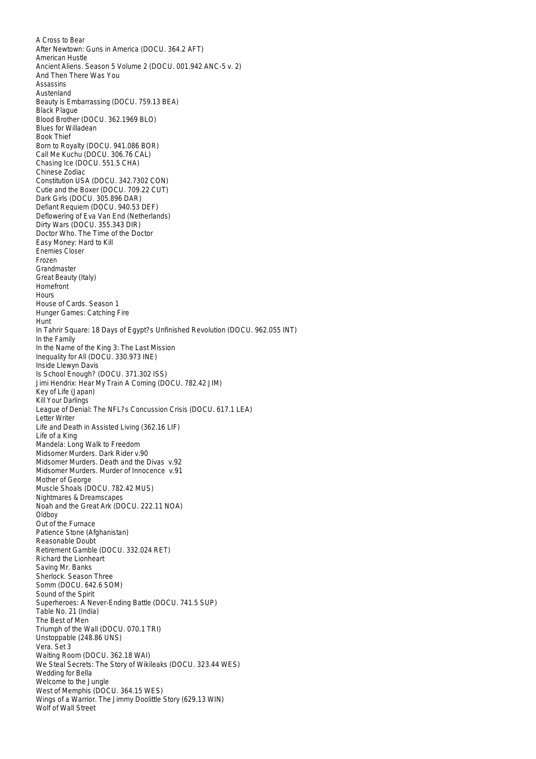A Cross to Bear
After Newtown: Guns in America (DOCU. 364.2 AFT)
American Hustle
Ancient Aliens. Season 5 Volume 2 (DOCU. 001.942 ANC-5 v. 2)
And Then There Was You
Assassins
Austenland
Beauty is Embarrassing (DOCU. 759.13 BEA)
Black Plague
Blood Brother (DOCU. 362.1969 BLO)
Blues for Willadean
Book Thief
Born to Royalty (DOCU. 941.086 BOR)
Call Me Kuchu (DOCU. 306.76 CAL)
Chasing Ice (DOCU. 551.5 CHA)
Chinese Zodiac
Constitution USA (DOCU. 342.7302 CON)
Cutie and the Boxer (DOCU. 709.22 CUT)
Dark Girls (DOCU. 305.896 DAR)
Defiant Requiem (DOCU. 940.53 DEF)
Deflowering of Eva Van End (Netherlands)
Dirty Wars (DOCU. 355.343 DIR)
Doctor Who. The Time of the Doctor
Easy Money: Hard to Kill
Enemies Closer
Frozen
Grandmaster
Great Beauty (Italy)
Homefront
Hours
House of Cards. Season 1
Hunger Games: Catching Fire
Hunt
In Tahrir Square: 18 Days of Egypt?s Unfinished Revolution (DOCU. 962.055 INT)
In the Family
In the Name of the King 3: The Last Mission
Inequality for All (DOCU. 330.973 INE)
Inside Llewyn Davis
Is School Enough? (DOCU. 371.302 ISS)
Jimi Hendrix: Hear My Train A Coming (DOCU. 782.42 JIM)
Key of Life (Japan)
Kill Your Darlings
League of Denial: The NFL?s Concussion Crisis (DOCU. 617.1 LEA)
Letter Writer
Life and Death in Assisted Living (362.16 LIF)
Life of a King
Mandela: Long Walk to Freedom
Midsomer Murders. Dark Rider v.90
Midsomer Murders. Death and the Divas v.92
Midsomer Murders. Murder of Innocence v.91
Mother of George
Muscle Shoals (DOCU. 782.42 MUS)
Nightmares & Dreamscapes
Noah and the Great Ark (DOCU. 222.11 NOA)
Oldboy
Out of the Furnace
Patience Stone (Afghanistan)
Reasonable Doubt
Retirement Gamble (DOCU. 332.024 RET)
Richard the Lionheart
Saving Mr. Banks
Sherlock. Season Three
Somm (DOCU. 642.6 SOM)
Sound of the Spirit
Superheroes: A Never-Ending Battle (DOCU. 741.5 SUP)
Table No. 21 (India)
The Best of Men
Triumph of the Wall (DOCU. 070.1 TRI)
Unstoppable (248.86 UNS)
Vera. Set 3
Waiting Room (DOCU. 362.18 WAI)
We Steal Secrets: The Story of Wikileaks (DOCU. 323.44 WES)
Wedding for Bella
Welcome to the Jungle
West of Memphis (DOCU. 364.15 WES)
Wings of a Warrior. The Jimmy Doolittle Story (629.13 WIN)
Wolf of Wall Street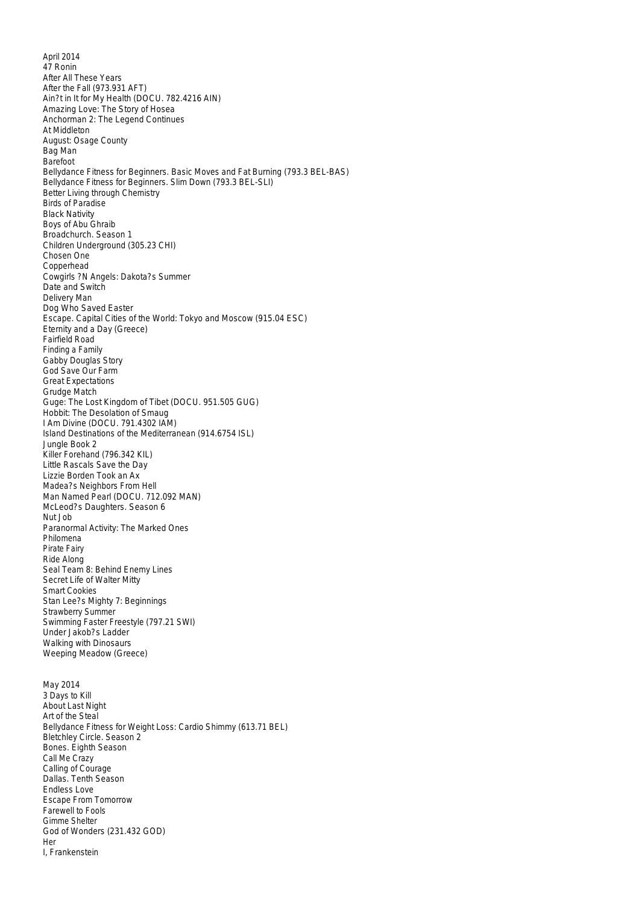April 2014
47 Ronin
After All These Years
After the Fall (973.931 AFT)
Ain?t in It for My Health (DOCU. 782.4216 AIN)
Amazing Love: The Story of Hosea
Anchorman 2: The Legend Continues
At Middleton
August: Osage County
Bag Man
Barefoot
Bellydance Fitness for Beginners. Basic Moves and Fat Burning (793.3 BEL-BAS)
Bellydance Fitness for Beginners. Slim Down (793.3 BEL-SLI)
Better Living through Chemistry
Birds of Paradise
Black Nativity
Boys of Abu Ghraib
Broadchurch. Season 1
Children Underground (305.23 CHI)
Chosen One
Copperhead
Cowgirls ?N Angels: Dakota?s Summer
Date and Switch
Delivery Man
Dog Who Saved Easter
Escape. Capital Cities of the World: Tokyo and Moscow (915.04 ESC)
Eternity and a Day (Greece)
Fairfield Road
Finding a Family
Gabby Douglas Story
God Save Our Farm
Great Expectations
Grudge Match
Guge: The Lost Kingdom of Tibet (DOCU. 951.505 GUG)
Hobbit: The Desolation of Smaug
I Am Divine (DOCU. 791.4302 IAM)
Island Destinations of the Mediterranean (914.6754 ISL)
Jungle Book 2
Killer Forehand (796.342 KIL)
Little Rascals Save the Day
Lizzie Borden Took an Ax
Madea?s Neighbors From Hell
Man Named Pearl (DOCU. 712.092 MAN)
McLeod?s Daughters. Season 6
Nut Job
Paranormal Activity: The Marked Ones
Philomena
Pirate Fairy
Ride Along
Seal Team 8: Behind Enemy Lines
Secret Life of Walter Mitty
Smart Cookies
Stan Lee?s Mighty 7: Beginnings
Strawberry Summer
Swimming Faster Freestyle (797.21 SWI)
Under Jakob?s Ladder
Walking with Dinosaurs
Weeping Meadow (Greece)

May 2014
3 Days to Kill
About Last Night
Art of the Steal
Bellydance Fitness for Weight Loss: Cardio Shimmy (613.71 BEL)
Bletchley Circle. Season 2
Bones. Eighth Season
Call Me Crazy
Calling of Courage
Dallas. Tenth Season
Endless Love
Escape From Tomorrow
Farewell to Fools
Gimme Shelter
God of Wonders (231.432 GOD)
Her
I, Frankenstein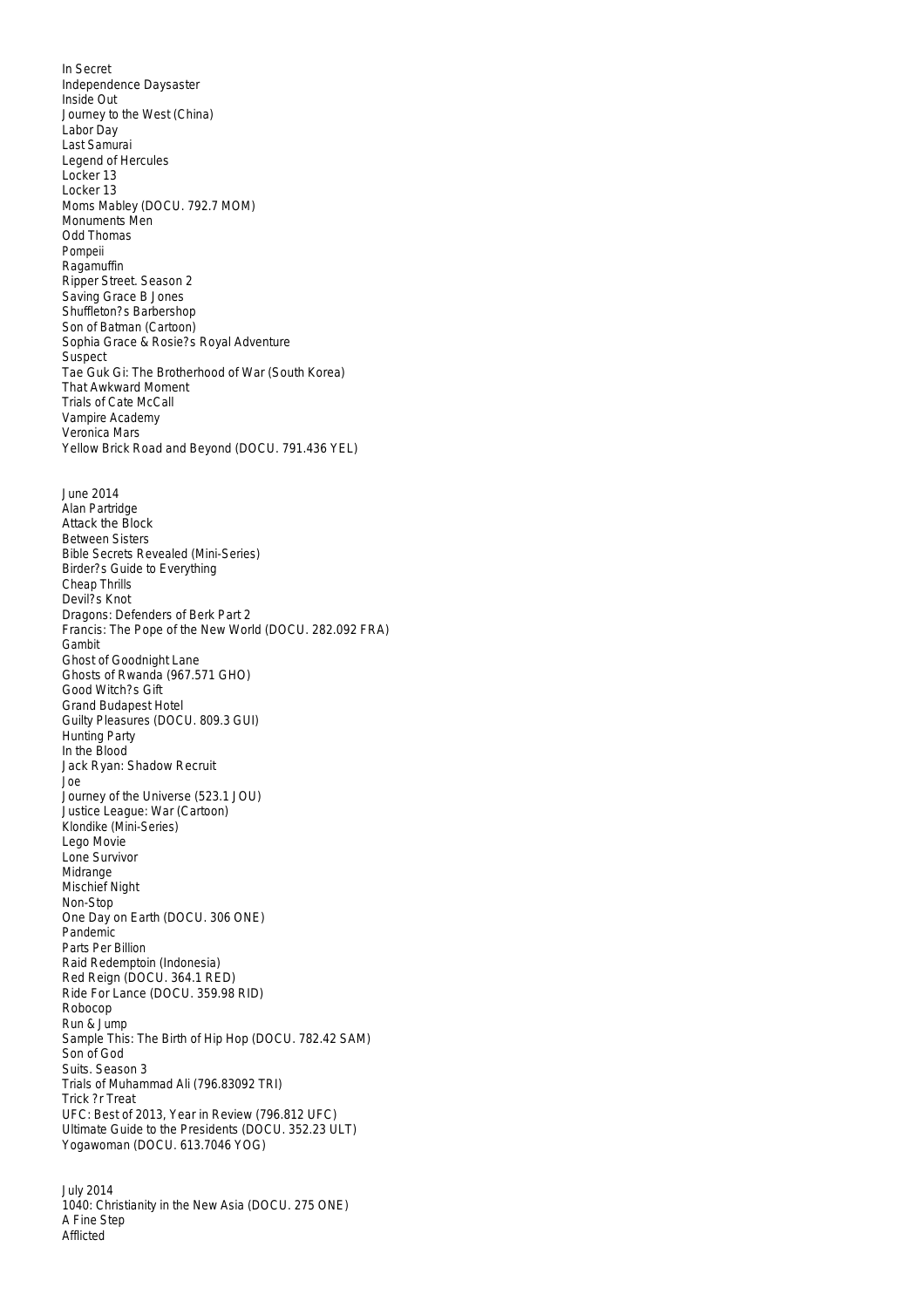In Secret
Independence Daysaster
Inside Out
Journey to the West (China)
Labor Day
Last Samurai
Legend of Hercules
Locker 13
Locker 13
Moms Mabley (DOCU. 792.7 MOM)
Monuments Men
Odd Thomas
Pompeii
Ragamuffin
Ripper Street. Season 2
Saving Grace B Jones
Shuffleton?s Barbershop
Son of Batman (Cartoon)
Sophia Grace & Rosie?s Royal Adventure
Suspect
Tae Guk Gi: The Brotherhood of War (South Korea)
That Awkward Moment
Trials of Cate McCall
Vampire Academy
Veronica Mars
Yellow Brick Road and Beyond (DOCU. 791.436 YEL)

June 2014
Alan Partridge
Attack the Block
Between Sisters
Bible Secrets Revealed (Mini-Series)
Birder?s Guide to Everything
Cheap Thrills
Devil?s Knot
Dragons: Defenders of Berk Part 2
Francis: The Pope of the New World (DOCU. 282.092 FRA)
Gambit
Ghost of Goodnight Lane
Ghosts of Rwanda (967.571 GHO)
Good Witch?s Gift
Grand Budapest Hotel
Guilty Pleasures (DOCU. 809.3 GUI)
Hunting Party
In the Blood
Jack Ryan: Shadow Recruit
Joe
Journey of the Universe (523.1 JOU)
Justice League: War (Cartoon)
Klondike (Mini-Series)
Lego Movie
Lone Survivor
Midrange
Mischief Night
Non-Stop
One Day on Earth (DOCU. 306 ONE)
Pandemic
Parts Per Billion
Raid Redemptoin (Indonesia)
Red Reign (DOCU. 364.1 RED)
Ride For Lance (DOCU. 359.98 RID)
Robocop
Run & Jump
Sample This: The Birth of Hip Hop (DOCU. 782.42 SAM)
Son of God
Suits. Season 3
Trials of Muhammad Ali (796.83092 TRI)
Trick ?r Treat
UFC: Best of 2013, Year in Review (796.812 UFC)
Ultimate Guide to the Presidents (DOCU. 352.23 ULT)
Yogawoman (DOCU. 613.7046 YOG)

July 2014
1040: Christianity in the New Asia (DOCU. 275 ONE)
A Fine Step
Afflicted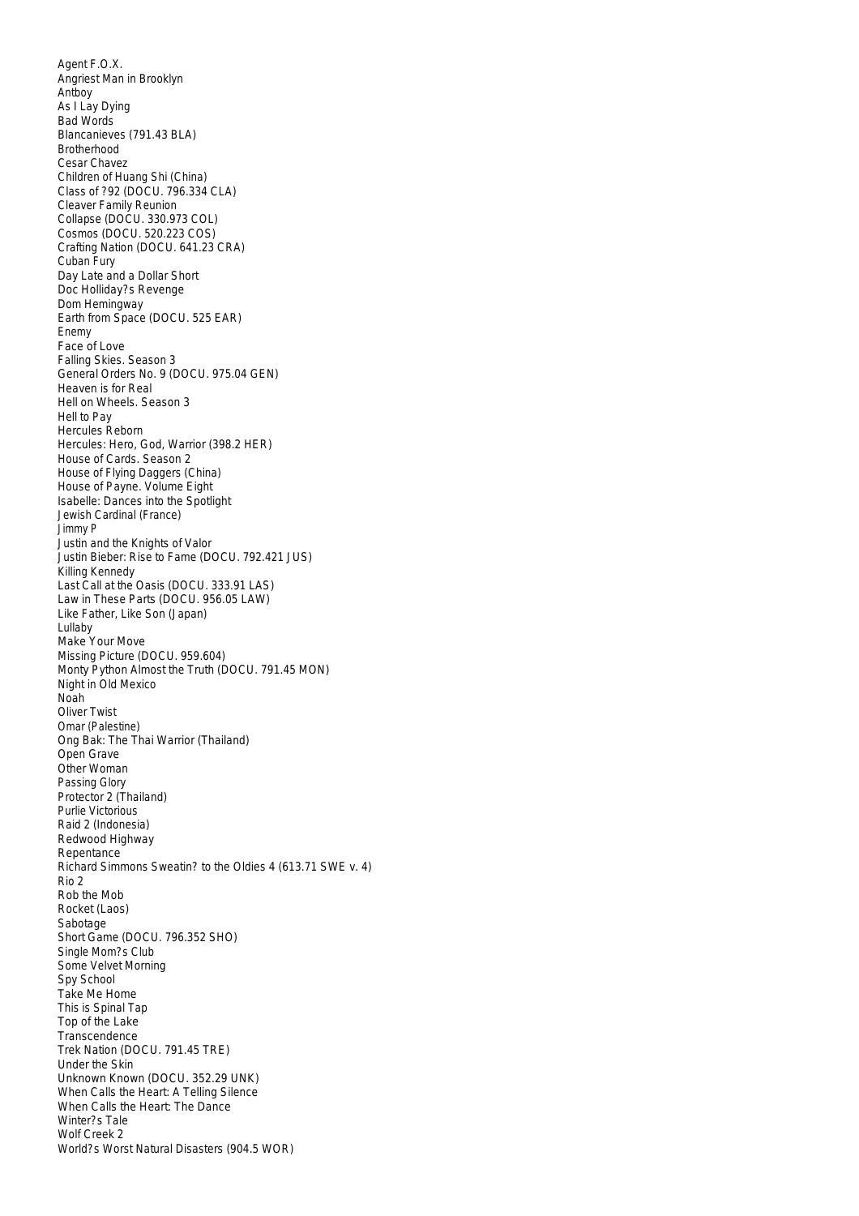Agent F.O.X.
Angriest Man in Brooklyn
Antboy
As I Lay Dying
Bad Words
Blancanieves (791.43 BLA)
Brotherhood
Cesar Chavez
Children of Huang Shi (China)
Class of ?92 (DOCU. 796.334 CLA)
Cleaver Family Reunion
Collapse (DOCU. 330.973 COL)
Cosmos (DOCU. 520.223 COS)
Crafting Nation (DOCU. 641.23 CRA)
Cuban Fury
Day Late and a Dollar Short
Doc Holliday?s Revenge
Dom Hemingway
Earth from Space (DOCU. 525 EAR)
Enemy
Face of Love
Falling Skies. Season 3
General Orders No. 9 (DOCU. 975.04 GEN)
Heaven is for Real
Hell on Wheels. Season 3
Hell to Pay
Hercules Reborn
Hercules: Hero, God, Warrior (398.2 HER)
House of Cards. Season 2
House of Flying Daggers (China)
House of Payne. Volume Eight
Isabelle: Dances into the Spotlight
Jewish Cardinal (France)
Jimmy P
Justin and the Knights of Valor
Justin Bieber: Rise to Fame (DOCU. 792.421 JUS)
Killing Kennedy
Last Call at the Oasis (DOCU. 333.91 LAS)
Law in These Parts (DOCU. 956.05 LAW)
Like Father, Like Son (Japan)
Lullaby
Make Your Move
Missing Picture (DOCU. 959.604)
Monty Python Almost the Truth (DOCU. 791.45 MON)
Night in Old Mexico
Noah
Oliver Twist
Omar (Palestine)
Ong Bak: The Thai Warrior (Thailand)
Open Grave
Other Woman
Passing Glory
Protector 2 (Thailand)
Purlie Victorious
Raid 2 (Indonesia)
Redwood Highway
Repentance
Richard Simmons Sweatin? to the Oldies 4 (613.71 SWE v. 4)
Rio 2
Rob the Mob
Rocket (Laos)
Sabotage
Short Game (DOCU. 796.352 SHO)
Single Mom?s Club
Some Velvet Morning
Spy School
Take Me Home
This is Spinal Tap
Top of the Lake
Transcendence
Trek Nation (DOCU. 791.45 TRE)
Under the Skin
Unknown Known (DOCU. 352.29 UNK)
When Calls the Heart: A Telling Silence
When Calls the Heart: The Dance
Winter?s Tale
Wolf Creek 2
World?s Worst Natural Disasters (904.5 WOR)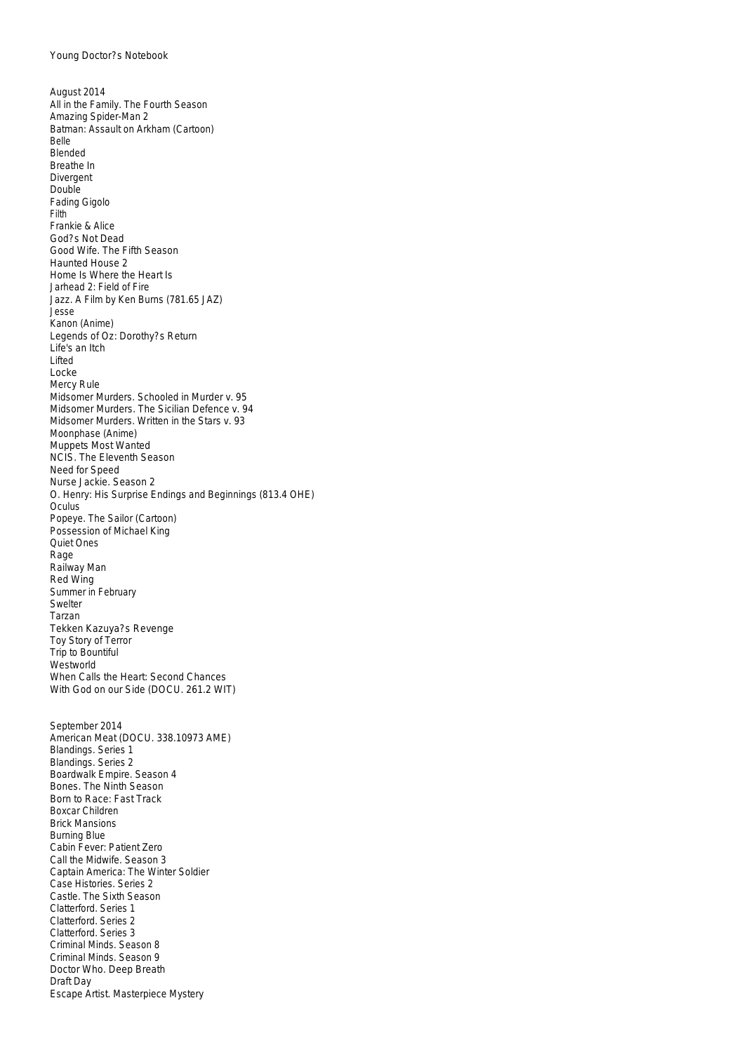Young Doctor?s Notebook

August 2014
All in the Family. The Fourth Season
Amazing Spider-Man 2
Batman: Assault on Arkham (Cartoon)
Belle
Blended
Breathe In
Divergent
Double
Fading Gigolo
Filth
Frankie & Alice
God?s Not Dead
Good Wife. The Fifth Season
Haunted House 2
Home Is Where the Heart Is
Jarhead 2: Field of Fire
Jazz. A Film by Ken Burns (781.65 JAZ)
Jesse
Kanon (Anime)
Legends of Oz: Dorothy?s Return
Life's an Itch
Lifted
Locke
Mercy Rule
Midsomer Murders. Schooled in Murder v. 95
Midsomer Murders. The Sicilian Defence v. 94
Midsomer Murders. Written in the Stars v. 93
Moonphase (Anime)
Muppets Most Wanted
NCIS. The Eleventh Season
Need for Speed
Nurse Jackie. Season 2
O. Henry: His Surprise Endings and Beginnings (813.4 OHE)
Oculus
Popeye. The Sailor (Cartoon)
Possession of Michael King
Quiet Ones
Rage
Railway Man
Red Wing
Summer in February
Swelter
Tarzan
Tekken Kazuya?s Revenge
Toy Story of Terror
Trip to Bountiful
Westworld
When Calls the Heart: Second Chances
With God on our Side (DOCU. 261.2 WIT)

September 2014
American Meat (DOCU. 338.10973 AME)
Blandings. Series 1
Blandings. Series 2
Boardwalk Empire. Season 4
Bones. The Ninth Season
Born to Race: Fast Track
Boxcar Children
Brick Mansions
Burning Blue
Cabin Fever: Patient Zero
Call the Midwife. Season 3
Captain America: The Winter Soldier
Case Histories. Series 2
Castle. The Sixth Season
Clatterford. Series 1
Clatterford. Series 2
Clatterford. Series 3
Criminal Minds. Season 8
Criminal Minds. Season 9
Doctor Who. Deep Breath
Draft Day
Escape Artist. Masterpiece Mystery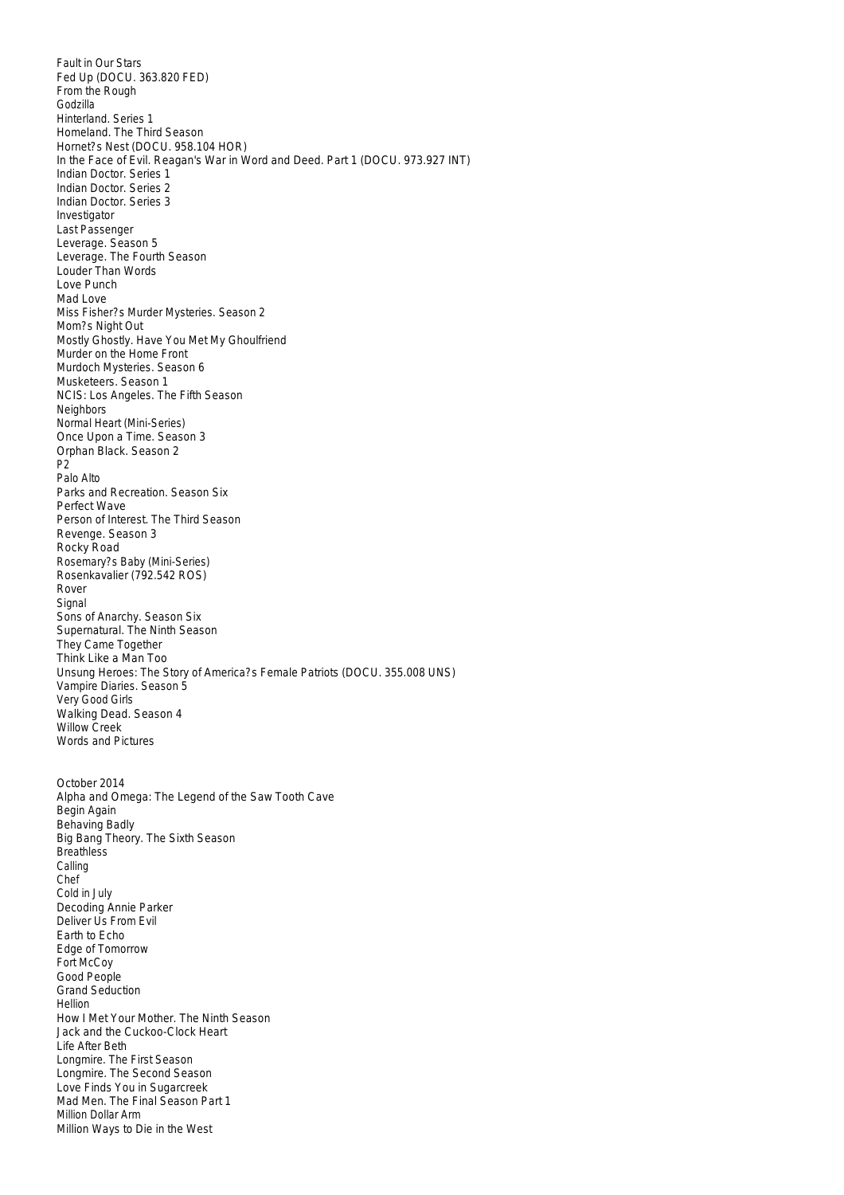Fault in Our Stars
Fed Up (DOCU. 363.820 FED)
From the Rough
Godzilla
Hinterland. Series 1
Homeland. The Third Season
Hornet?s Nest (DOCU. 958.104 HOR)
In the Face of Evil. Reagan's War in Word and Deed. Part 1 (DOCU. 973.927 INT)
Indian Doctor. Series 1
Indian Doctor. Series 2
Indian Doctor. Series 3
Investigator
Last Passenger
Leverage. Season 5
Leverage. The Fourth Season
Louder Than Words
Love Punch
Mad Love
Miss Fisher?s Murder Mysteries. Season 2
Mom?s Night Out
Mostly Ghostly. Have You Met My Ghoulfriend
Murder on the Home Front
Murdoch Mysteries. Season 6
Musketeers. Season 1
NCIS: Los Angeles. The Fifth Season
Neighbors
Normal Heart (Mini-Series)
Once Upon a Time. Season 3
Orphan Black. Season 2
P2
Palo Alto
Parks and Recreation. Season Six
Perfect Wave
Person of Interest. The Third Season
Revenge. Season 3
Rocky Road
Rosemary?s Baby (Mini-Series)
Rosenkavalier (792.542 ROS)
Rover
Signal
Sons of Anarchy. Season Six
Supernatural. The Ninth Season
They Came Together
Think Like a Man Too
Unsung Heroes: The Story of America?s Female Patriots (DOCU. 355.008 UNS)
Vampire Diaries. Season 5
Very Good Girls
Walking Dead. Season 4
Willow Creek
Words and Pictures

October 2014
Alpha and Omega: The Legend of the Saw Tooth Cave
Begin Again
Behaving Badly
Big Bang Theory. The Sixth Season
Breathless
Calling
Chef
Cold in July
Decoding Annie Parker
Deliver Us From Evil
Earth to Echo
Edge of Tomorrow
Fort McCoy
Good People
Grand Seduction
Hellion
How I Met Your Mother. The Ninth Season
Jack and the Cuckoo-Clock Heart
Life After Beth
Longmire. The First Season
Longmire. The Second Season
Love Finds You in Sugarcreek
Mad Men. The Final Season Part 1
Million Dollar Arm
Million Ways to Die in the West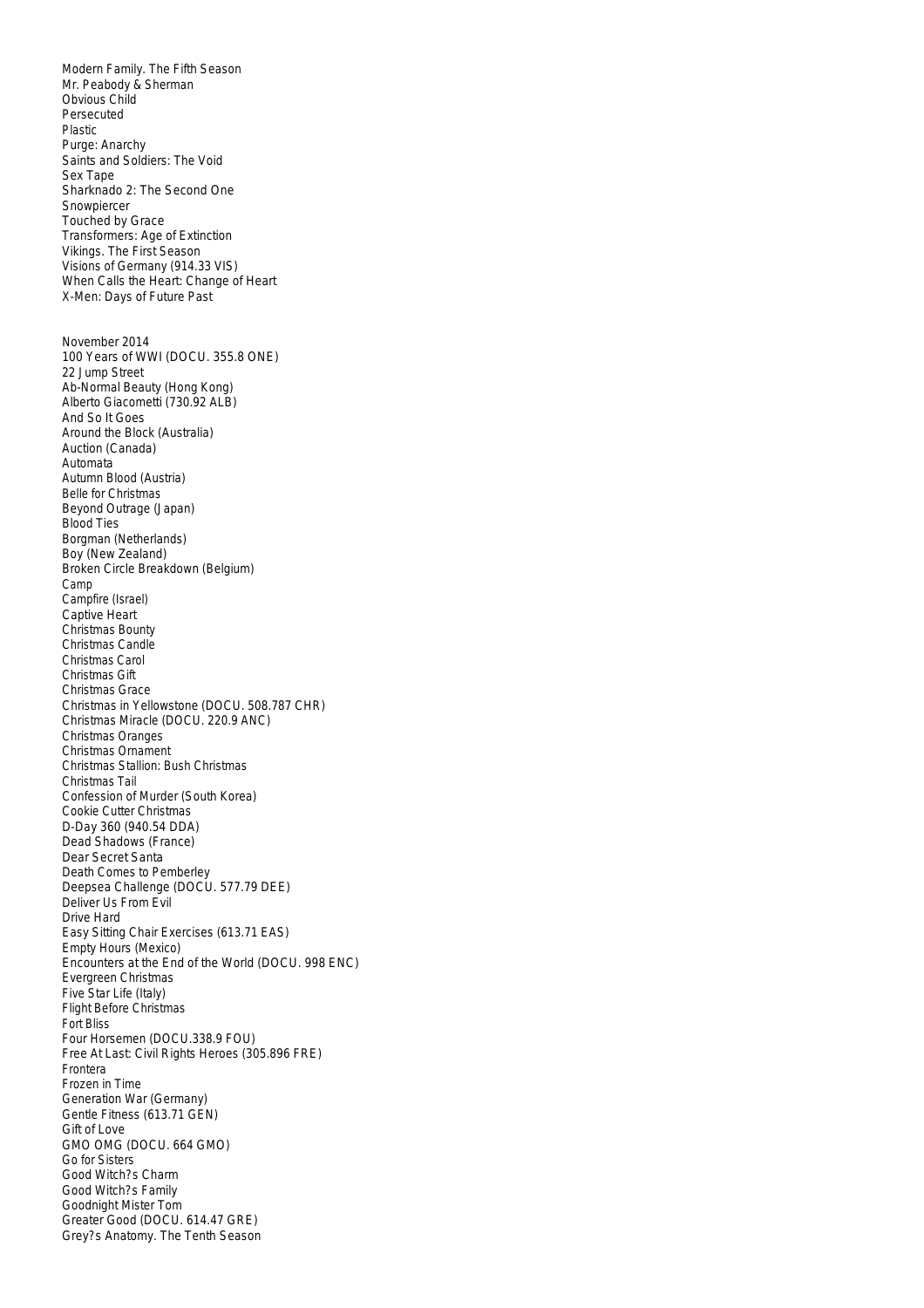Modern Family. The Fifth Season
Mr. Peabody & Sherman
Obvious Child
Persecuted
Plastic
Purge: Anarchy
Saints and Soldiers: The Void
Sex Tape
Sharknado 2: The Second One
Snowpiercer
Touched by Grace
Transformers: Age of Extinction
Vikings. The First Season
Visions of Germany (914.33 VIS)
When Calls the Heart: Change of Heart
X-Men: Days of Future Past

November 2014
100 Years of WWI (DOCU. 355.8 ONE)
22 Jump Street
Ab-Normal Beauty (Hong Kong)
Alberto Giacometti (730.92 ALB)
And So It Goes
Around the Block (Australia)
Auction (Canada)
Automata
Autumn Blood (Austria)
Belle for Christmas
Beyond Outrage (Japan)
Blood Ties
Borgman (Netherlands)
Boy (New Zealand)
Broken Circle Breakdown (Belgium)
Camp
Campfire (Israel)
Captive Heart
Christmas Bounty
Christmas Candle
Christmas Carol
Christmas Gift
Christmas Grace
Christmas in Yellowstone (DOCU. 508.787 CHR)
Christmas Miracle (DOCU. 220.9 ANC)
Christmas Oranges
Christmas Ornament
Christmas Stallion: Bush Christmas
Christmas Tail
Confession of Murder (South Korea)
Cookie Cutter Christmas
D-Day 360 (940.54 DDA)
Dead Shadows (France)
Dear Secret Santa
Death Comes to Pemberley
Deepsea Challenge (DOCU. 577.79 DEE)
Deliver Us From Evil
Drive Hard
Easy Sitting Chair Exercises (613.71 EAS)
Empty Hours (Mexico)
Encounters at the End of the World (DOCU. 998 ENC)
Evergreen Christmas
Five Star Life (Italy)
Flight Before Christmas
Fort Bliss
Four Horsemen (DOCU.338.9 FOU)
Free At Last: Civil Rights Heroes (305.896 FRE)
Frontera
Frozen in Time
Generation War (Germany)
Gentle Fitness (613.71 GEN)
Gift of Love
GMO OMG (DOCU. 664 GMO)
Go for Sisters
Good Witch?s Charm
Good Witch?s Family
Goodnight Mister Tom
Greater Good (DOCU. 614.47 GRE)
Grey?s Anatomy. The Tenth Season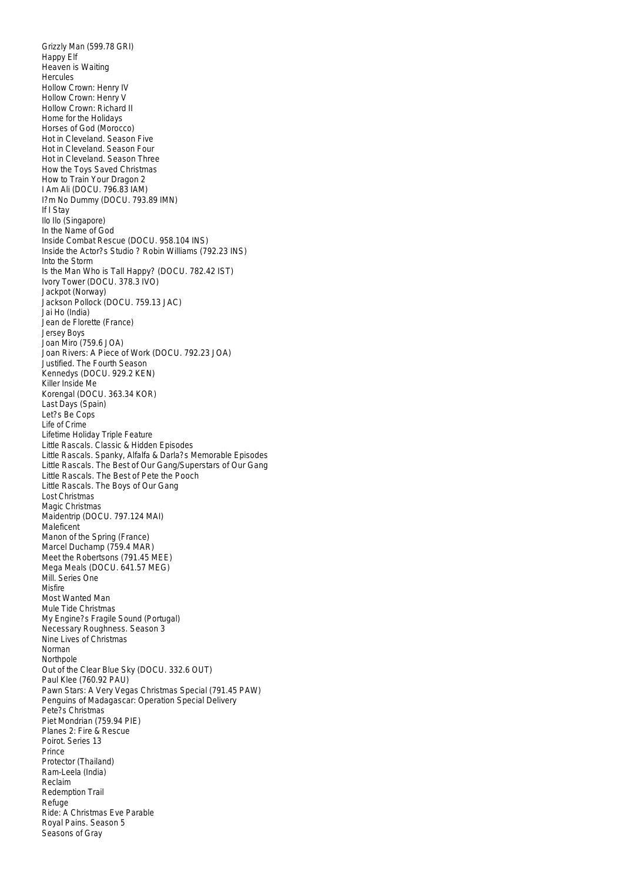Grizzly Man (599.78 GRI)
Happy Elf
Heaven is Waiting
Hercules
Hollow Crown: Henry IV
Hollow Crown: Henry V
Hollow Crown: Richard II
Home for the Holidays
Horses of God (Morocco)
Hot in Cleveland. Season Five
Hot in Cleveland. Season Four
Hot in Cleveland. Season Three
How the Toys Saved Christmas
How to Train Your Dragon 2
I Am Ali (DOCU. 796.83 IAM)
I?m No Dummy (DOCU. 793.89 IMN)
If I Stay
Ilo Ilo (Singapore)
In the Name of God
Inside Combat Rescue (DOCU. 958.104 INS)
Inside the Actor?s Studio ? Robin Williams (792.23 INS)
Into the Storm
Is the Man Who is Tall Happy? (DOCU. 782.42 IST)
Ivory Tower (DOCU. 378.3 IVO)
Jackpot (Norway)
Jackson Pollock (DOCU. 759.13 JAC)
Jai Ho (India)
Jean de Florette (France)
Jersey Boys
Joan Miro (759.6 JOA)
Joan Rivers: A Piece of Work (DOCU. 792.23 JOA)
Justified. The Fourth Season
Kennedys (DOCU. 929.2 KEN)
Killer Inside Me
Korengal (DOCU. 363.34 KOR)
Last Days (Spain)
Let?s Be Cops
Life of Crime
Lifetime Holiday Triple Feature
Little Rascals. Classic & Hidden Episodes
Little Rascals. Spanky, Alfalfa & Darla?s Memorable Episodes
Little Rascals. The Best of Our Gang/Superstars of Our Gang
Little Rascals. The Best of Pete the Pooch
Little Rascals. The Boys of Our Gang
Lost Christmas
Magic Christmas
Maidentrip (DOCU. 797.124 MAI)
Maleficent
Manon of the Spring (France)
Marcel Duchamp (759.4 MAR)
Meet the Robertsons (791.45 MEE)
Mega Meals (DOCU. 641.57 MEG)
Mill. Series One
Misfire
Most Wanted Man
Mule Tide Christmas
My Engine?s Fragile Sound (Portugal)
Necessary Roughness. Season 3
Nine Lives of Christmas
Norman
Northpole
Out of the Clear Blue Sky (DOCU. 332.6 OUT)
Paul Klee (760.92 PAU)
Pawn Stars: A Very Vegas Christmas Special (791.45 PAW)
Penguins of Madagascar: Operation Special Delivery
Pete?s Christmas
Piet Mondrian (759.94 PIE)
Planes 2: Fire & Rescue
Poirot. Series 13
Prince
Protector (Thailand)
Ram-Leela (India)
Reclaim
Redemption Trail
Refuge
Ride: A Christmas Eve Parable
Royal Pains. Season 5
Seasons of Gray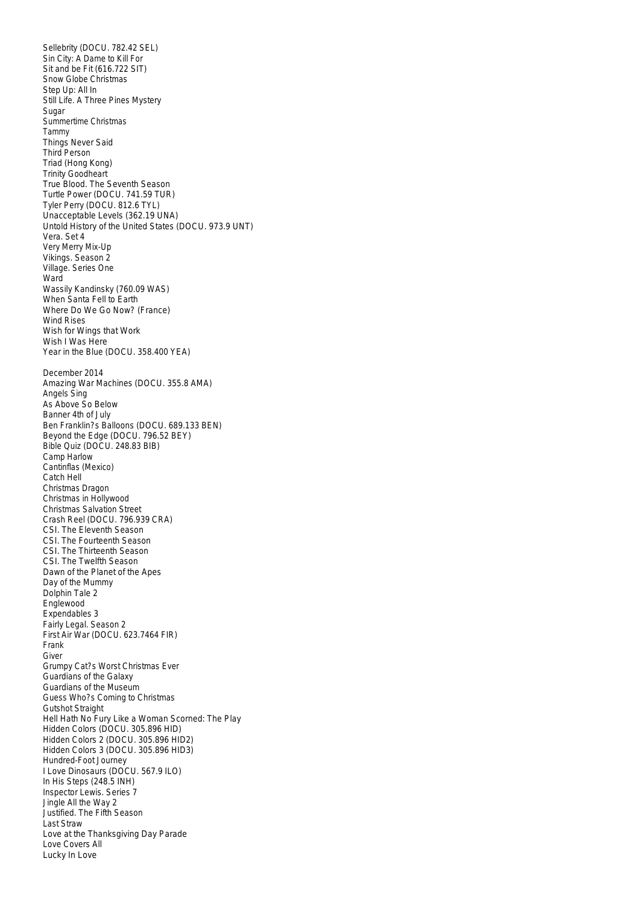Sellebrity (DOCU. 782.42 SEL)
Sin City: A Dame to Kill For
Sit and be Fit (616.722 SIT)
Snow Globe Christmas
Step Up: All In
Still Life. A Three Pines Mystery
Sugar
Summertime Christmas
Tammy
Things Never Said
Third Person
Triad (Hong Kong)
Trinity Goodheart
True Blood. The Seventh Season
Turtle Power (DOCU. 741.59 TUR)
Tyler Perry (DOCU. 812.6 TYL)
Unacceptable Levels (362.19 UNA)
Untold History of the United States (DOCU. 973.9 UNT)
Vera. Set 4
Very Merry Mix-Up
Vikings. Season 2
Village. Series One
Ward
Wassily Kandinsky (760.09 WAS)
When Santa Fell to Earth
Where Do We Go Now? (France)
Wind Rises
Wish for Wings that Work
Wish I Was Here
Year in the Blue (DOCU. 358.400 YEA)

December 2014
Amazing War Machines (DOCU. 355.8 AMA)
Angels Sing
As Above So Below
Banner 4th of July
Ben Franklin?s Balloons (DOCU. 689.133 BEN)
Beyond the Edge (DOCU. 796.52 BEY)
Bible Quiz (DOCU. 248.83 BIB)
Camp Harlow
Cantinflas (Mexico)
Catch Hell
Christmas Dragon
Christmas in Hollywood
Christmas Salvation Street
Crash Reel (DOCU. 796.939 CRA)
CSI. The Eleventh Season
CSI. The Fourteenth Season
CSI. The Thirteenth Season
CSI. The Twelfth Season
Dawn of the Planet of the Apes
Day of the Mummy
Dolphin Tale 2
Englewood
Expendables 3
Fairly Legal. Season 2
First Air War (DOCU. 623.7464 FIR)
Frank
Giver
Grumpy Cat?s Worst Christmas Ever
Guardians of the Galaxy
Guardians of the Museum
Guess Who?s Coming to Christmas
Gutshot Straight
Hell Hath No Fury Like a Woman Scorned: The Play
Hidden Colors (DOCU. 305.896 HID)
Hidden Colors 2 (DOCU. 305.896 HID2)
Hidden Colors 3 (DOCU. 305.896 HID3)
Hundred-Foot Journey
I Love Dinosaurs (DOCU. 567.9 ILO)
In His Steps (248.5 INH)
Inspector Lewis. Series 7
Jingle All the Way 2
Justified. The Fifth Season
Last Straw
Love at the Thanksgiving Day Parade
Love Covers All
Lucky In Love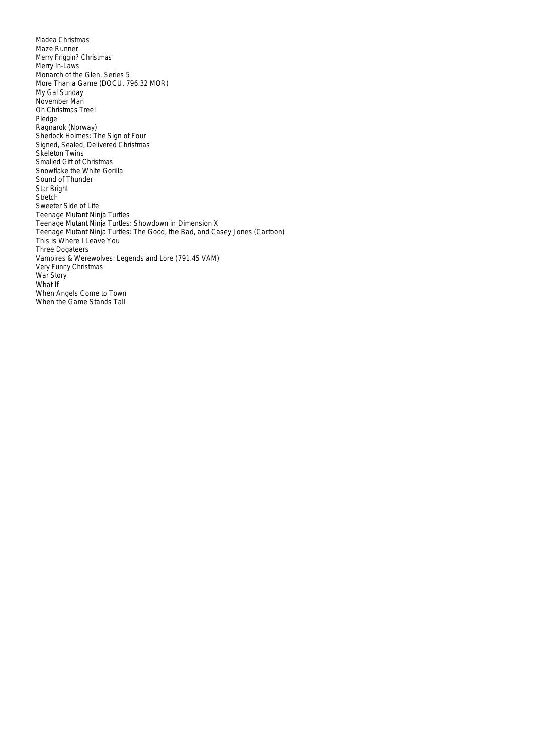Madea Christmas
Maze Runner
Merry Friggin? Christmas
Merry In-Laws
Monarch of the Glen. Series 5
More Than a Game (DOCU. 796.32 MOR)
My Gal Sunday
November Man
Oh Christmas Tree!
Pledge
Ragnarok (Norway)
Sherlock Holmes: The Sign of Four
Signed, Sealed, Delivered Christmas
Skeleton Twins
Smalled Gift of Christmas
Snowflake the White Gorilla
Sound of Thunder
Star Bright
Stretch
Sweeter Side of Life
Teenage Mutant Ninja Turtles
Teenage Mutant Ninja Turtles: Showdown in Dimension X
Teenage Mutant Ninja Turtles: The Good, the Bad, and Casey Jones (Cartoon)
This is Where I Leave You
Three Dogateers
Vampires & Werewolves: Legends and Lore (791.45 VAM)
Very Funny Christmas
War Story
What If
When Angels Come to Town
When the Game Stands Tall